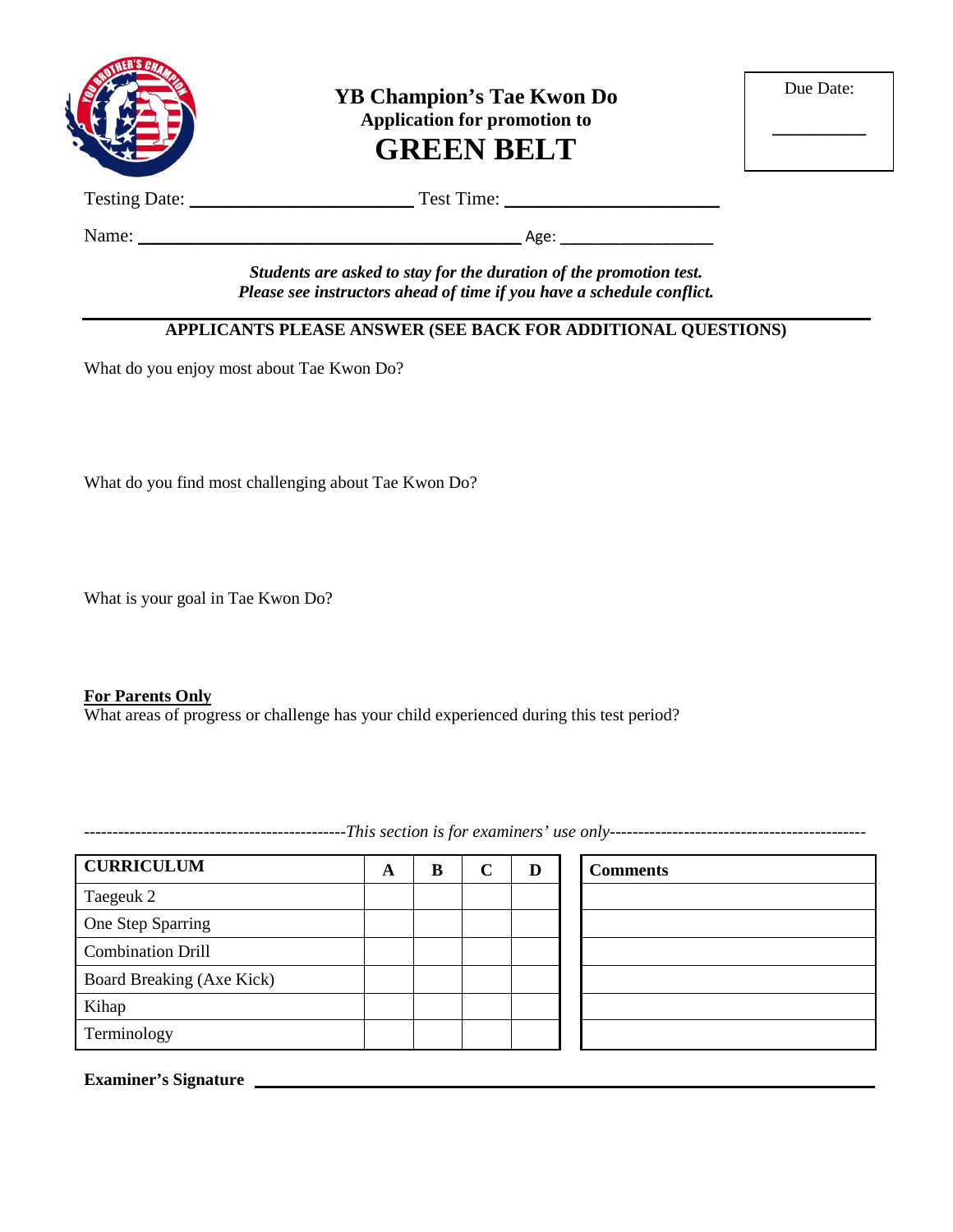# YB Champion's Tae Kwon Do

**Application for promotion to**

# GREEN BELT

Due Date: __________

Testing Date: ______________________ Test Time: ______________________

Name: ________________________________________ Age: ________________

***Students are asked to stay for the duration of the promotion test.***
***Please see instructors ahead of time if you have a schedule conflict.***

---

**APPLICANTS PLEASE ANSWER (SEE BACK FOR ADDITIONAL QUESTIONS)**

What do you enjoy most about Tae Kwon Do?

What do you find most challenging about Tae Kwon Do?

What is your goal in Tae Kwon Do?

**<u>For Parents Only</u>**
What areas of progress or challenge has your child experienced during this test period?

---------------------------------------------*This section is for examiners' use only*--------------------------------------------

| CURRICULUM | A | B | C | D |
|---|---|---|---|---|
| Taegeuk 2 | | | | |
| One Step Sparring | | | | |
| Combination Drill | | | | |
| Board Breaking (Axe Kick) | | | | |
| Kihap | | | | |
| Terminology | | | | |

| Comments |
|---|
| |
| |
| |
| |
| |
| |

**Examiner's Signature** ______________________________________________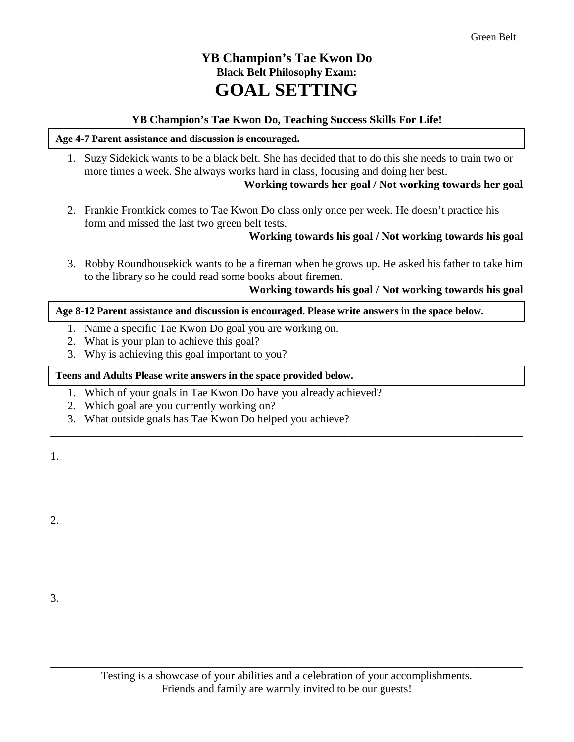Green Belt

# YB Champion's Tae Kwon Do

### Black Belt Philosophy Exam:

# GOAL SETTING

**YB Champion's Tae Kwon Do, Teaching Success Skills For Life!**

**Age 4-7 Parent assistance and discussion is encouraged.**

1. Suzy Sidekick wants to be a black belt. She has decided that to do this she needs to train two or more times a week. She always works hard in class, focusing and doing her best.
   **Working towards her goal / Not working towards her goal**

2. Frankie Frontkick comes to Tae Kwon Do class only once per week. He doesn't practice his form and missed the last two green belt tests.
   **Working towards his goal / Not working towards his goal**

3. Robby Roundhousekick wants to be a fireman when he grows up. He asked his father to take him to the library so he could read some books about firemen.
   **Working towards his goal / Not working towards his goal**

**Age 8-12 Parent assistance and discussion is encouraged. Please write answers in the space below.**

1. Name a specific Tae Kwon Do goal you are working on.
2. What is your plan to achieve this goal?
3. Why is achieving this goal important to you?

**Teens and Adults Please write answers in the space provided below.**

1. Which of your goals in Tae Kwon Do have you already achieved?
2. Which goal are you currently working on?
3. What outside goals has Tae Kwon Do helped you achieve?

---

1.

2.

3.

---

Testing is a showcase of your abilities and a celebration of your accomplishments.
Friends and family are warmly invited to be our guests!